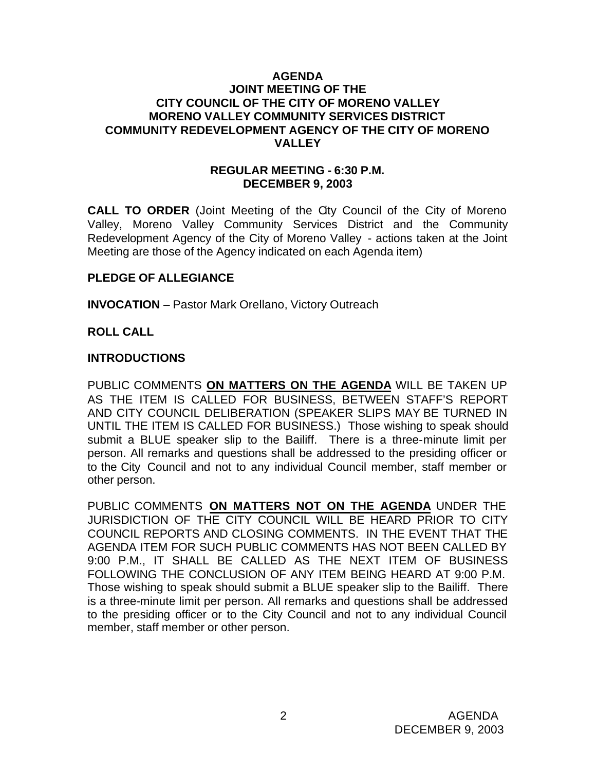# AGENDA
## JOINT MEETING OF THE CITY COUNCIL OF THE CITY OF MORENO VALLEY MORENO VALLEY COMMUNITY SERVICES DISTRICT COMMUNITY REDEVELOPMENT AGENCY OF THE CITY OF MORENO VALLEY

### REGULAR MEETING - 6:30 P.M.
### DECEMBER 9, 2003

**CALL TO ORDER** (Joint Meeting of the City Council of the City of Moreno Valley, Moreno Valley Community Services District and the Community Redevelopment Agency of the City of Moreno Valley - actions taken at the Joint Meeting are those of the Agency indicated on each Agenda item)

**PLEDGE OF ALLEGIANCE**

**INVOCATION** – Pastor Mark Orellano, Victory Outreach

**ROLL CALL**

**INTRODUCTIONS**

PUBLIC COMMENTS **ON MATTERS ON THE AGENDA** WILL BE TAKEN UP AS THE ITEM IS CALLED FOR BUSINESS, BETWEEN STAFF'S REPORT AND CITY COUNCIL DELIBERATION (SPEAKER SLIPS MAY BE TURNED IN UNTIL THE ITEM IS CALLED FOR BUSINESS.) Those wishing to speak should submit a BLUE speaker slip to the Bailiff. There is a three-minute limit per person. All remarks and questions shall be addressed to the presiding officer or to the City Council and not to any individual Council member, staff member or other person.

PUBLIC COMMENTS **ON MATTERS NOT ON THE AGENDA** UNDER THE JURISDICTION OF THE CITY COUNCIL WILL BE HEARD PRIOR TO CITY COUNCIL REPORTS AND CLOSING COMMENTS. IN THE EVENT THAT THE AGENDA ITEM FOR SUCH PUBLIC COMMENTS HAS NOT BEEN CALLED BY 9:00 P.M., IT SHALL BE CALLED AS THE NEXT ITEM OF BUSINESS FOLLOWING THE CONCLUSION OF ANY ITEM BEING HEARD AT 9:00 P.M. Those wishing to speak should submit a BLUE speaker slip to the Bailiff. There is a three-minute limit per person. All remarks and questions shall be addressed to the presiding officer or to the City Council and not to any individual Council member, staff member or other person.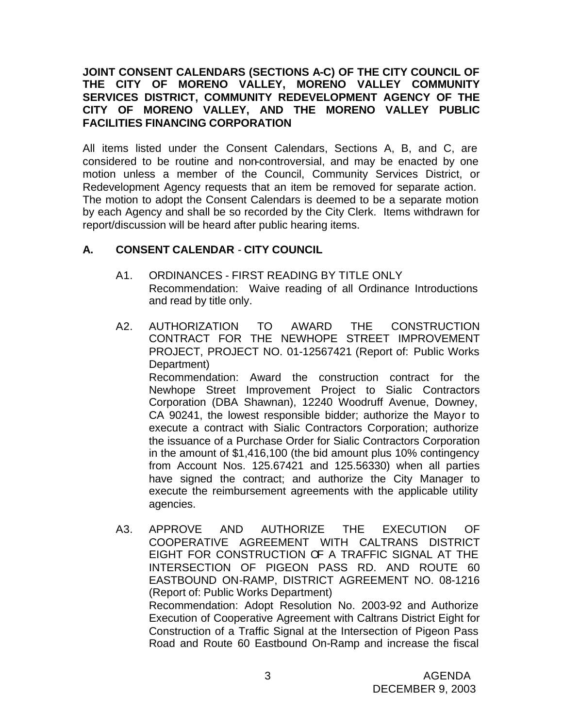**JOINT CONSENT CALENDARS (SECTIONS A-C) OF THE CITY COUNCIL OF THE CITY OF MORENO VALLEY, MORENO VALLEY COMMUNITY SERVICES DISTRICT, COMMUNITY REDEVELOPMENT AGENCY OF THE CITY OF MORENO VALLEY, AND THE MORENO VALLEY PUBLIC FACILITIES FINANCING CORPORATION**

All items listed under the Consent Calendars, Sections A, B, and C, are considered to be routine and non-controversial, and may be enacted by one motion unless a member of the Council, Community Services District, or Redevelopment Agency requests that an item be removed for separate action. The motion to adopt the Consent Calendars is deemed to be a separate motion by each Agency and shall be so recorded by the City Clerk. Items withdrawn for report/discussion will be heard after public hearing items.

## A. CONSENT CALENDAR - CITY COUNCIL

A1. ORDINANCES - FIRST READING BY TITLE ONLY
Recommendation: Waive reading of all Ordinance Introductions and read by title only.

A2. AUTHORIZATION TO AWARD THE CONSTRUCTION CONTRACT FOR THE NEWHOPE STREET IMPROVEMENT PROJECT, PROJECT NO. 01-12567421 (Report of: Public Works Department)
Recommendation: Award the construction contract for the Newhope Street Improvement Project to Sialic Contractors Corporation (DBA Shawnan), 12240 Woodruff Avenue, Downey, CA 90241, the lowest responsible bidder; authorize the Mayor to execute a contract with Sialic Contractors Corporation; authorize the issuance of a Purchase Order for Sialic Contractors Corporation in the amount of $1,416,100 (the bid amount plus 10% contingency from Account Nos. 125.67421 and 125.56330) when all parties have signed the contract; and authorize the City Manager to execute the reimbursement agreements with the applicable utility agencies.

A3. APPROVE AND AUTHORIZE THE EXECUTION OF COOPERATIVE AGREEMENT WITH CALTRANS DISTRICT EIGHT FOR CONSTRUCTION OF A TRAFFIC SIGNAL AT THE INTERSECTION OF PIGEON PASS RD. AND ROUTE 60 EASTBOUND ON-RAMP, DISTRICT AGREEMENT NO. 08-1216 (Report of: Public Works Department)
Recommendation: Adopt Resolution No. 2003-92 and Authorize Execution of Cooperative Agreement with Caltrans District Eight for Construction of a Traffic Signal at the Intersection of Pigeon Pass Road and Route 60 Eastbound On-Ramp and increase the fiscal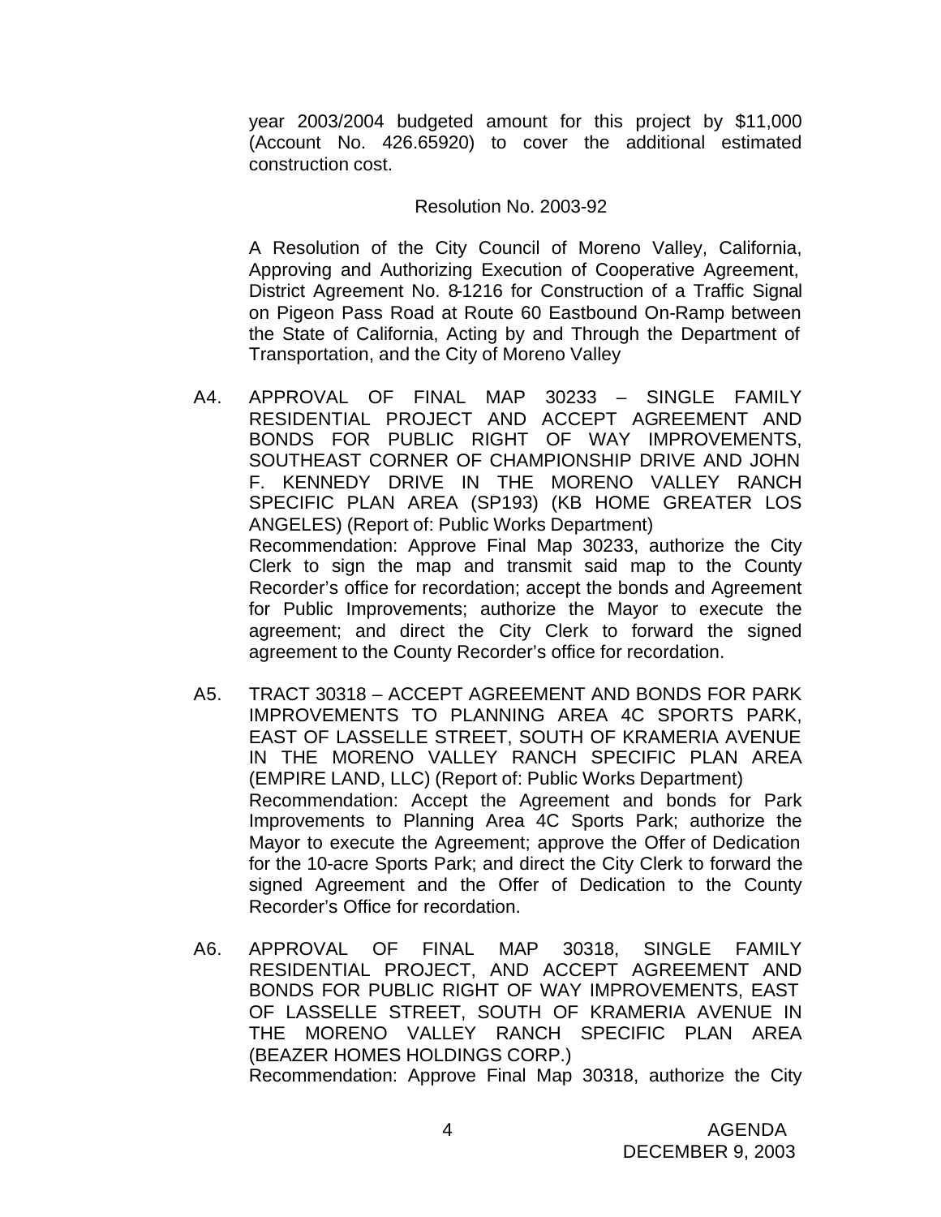year 2003/2004 budgeted amount for this project by $11,000 (Account No. 426.65920) to cover the additional estimated construction cost.

Resolution No. 2003-92

A Resolution of the City Council of Moreno Valley, California, Approving and Authorizing Execution of Cooperative Agreement, District Agreement No. 8-1216 for Construction of a Traffic Signal on Pigeon Pass Road at Route 60 Eastbound On-Ramp between the State of California, Acting by and Through the Department of Transportation, and the City of Moreno Valley

A4. APPROVAL OF FINAL MAP 30233 – SINGLE FAMILY RESIDENTIAL PROJECT AND ACCEPT AGREEMENT AND BONDS FOR PUBLIC RIGHT OF WAY IMPROVEMENTS, SOUTHEAST CORNER OF CHAMPIONSHIP DRIVE AND JOHN F. KENNEDY DRIVE IN THE MORENO VALLEY RANCH SPECIFIC PLAN AREA (SP193) (KB HOME GREATER LOS ANGELES) (Report of: Public Works Department)
Recommendation: Approve Final Map 30233, authorize the City Clerk to sign the map and transmit said map to the County Recorder's office for recordation; accept the bonds and Agreement for Public Improvements; authorize the Mayor to execute the agreement; and direct the City Clerk to forward the signed agreement to the County Recorder's office for recordation.

A5. TRACT 30318 – ACCEPT AGREEMENT AND BONDS FOR PARK IMPROVEMENTS TO PLANNING AREA 4C SPORTS PARK, EAST OF LASSELLE STREET, SOUTH OF KRAMERIA AVENUE IN THE MORENO VALLEY RANCH SPECIFIC PLAN AREA (EMPIRE LAND, LLC) (Report of: Public Works Department)
Recommendation: Accept the Agreement and bonds for Park Improvements to Planning Area 4C Sports Park; authorize the Mayor to execute the Agreement; approve the Offer of Dedication for the 10-acre Sports Park; and direct the City Clerk to forward the signed Agreement and the Offer of Dedication to the County Recorder's Office for recordation.

A6. APPROVAL OF FINAL MAP 30318, SINGLE FAMILY RESIDENTIAL PROJECT, AND ACCEPT AGREEMENT AND BONDS FOR PUBLIC RIGHT OF WAY IMPROVEMENTS, EAST OF LASSELLE STREET, SOUTH OF KRAMERIA AVENUE IN THE MORENO VALLEY RANCH SPECIFIC PLAN AREA (BEAZER HOMES HOLDINGS CORP.)
Recommendation: Approve Final Map 30318, authorize the City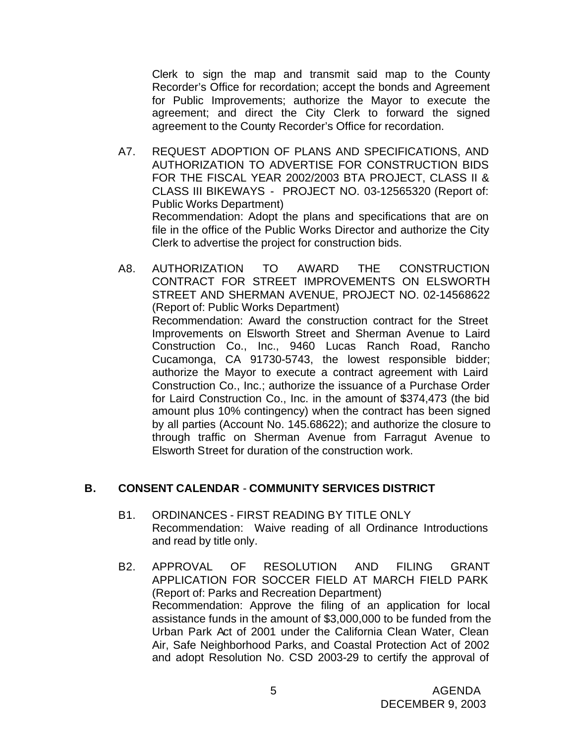Clerk to sign the map and transmit said map to the County Recorder's Office for recordation; accept the bonds and Agreement for Public Improvements; authorize the Mayor to execute the agreement; and direct the City Clerk to forward the signed agreement to the County Recorder's Office for recordation.

A7. REQUEST ADOPTION OF PLANS AND SPECIFICATIONS, AND AUTHORIZATION TO ADVERTISE FOR CONSTRUCTION BIDS FOR THE FISCAL YEAR 2002/2003 BTA PROJECT, CLASS II & CLASS III BIKEWAYS - PROJECT NO. 03-12565320 (Report of: Public Works Department)
Recommendation: Adopt the plans and specifications that are on file in the office of the Public Works Director and authorize the City Clerk to advertise the project for construction bids.

A8. AUTHORIZATION TO AWARD THE CONSTRUCTION CONTRACT FOR STREET IMPROVEMENTS ON ELSWORTH STREET AND SHERMAN AVENUE, PROJECT NO. 02-14568622 (Report of: Public Works Department)
Recommendation: Award the construction contract for the Street Improvements on Elsworth Street and Sherman Avenue to Laird Construction Co., Inc., 9460 Lucas Ranch Road, Rancho Cucamonga, CA 91730-5743, the lowest responsible bidder; authorize the Mayor to execute a contract agreement with Laird Construction Co., Inc.; authorize the issuance of a Purchase Order for Laird Construction Co., Inc. in the amount of $374,473 (the bid amount plus 10% contingency) when the contract has been signed by all parties (Account No. 145.68622); and authorize the closure to through traffic on Sherman Avenue from Farragut Avenue to Elsworth Street for duration of the construction work.

## B. CONSENT CALENDAR - COMMUNITY SERVICES DISTRICT

B1. ORDINANCES - FIRST READING BY TITLE ONLY
Recommendation: Waive reading of all Ordinance Introductions and read by title only.

B2. APPROVAL OF RESOLUTION AND FILING GRANT APPLICATION FOR SOCCER FIELD AT MARCH FIELD PARK (Report of: Parks and Recreation Department)
Recommendation: Approve the filing of an application for local assistance funds in the amount of $3,000,000 to be funded from the Urban Park Act of 2001 under the California Clean Water, Clean Air, Safe Neighborhood Parks, and Coastal Protection Act of 2002 and adopt Resolution No. CSD 2003-29 to certify the approval of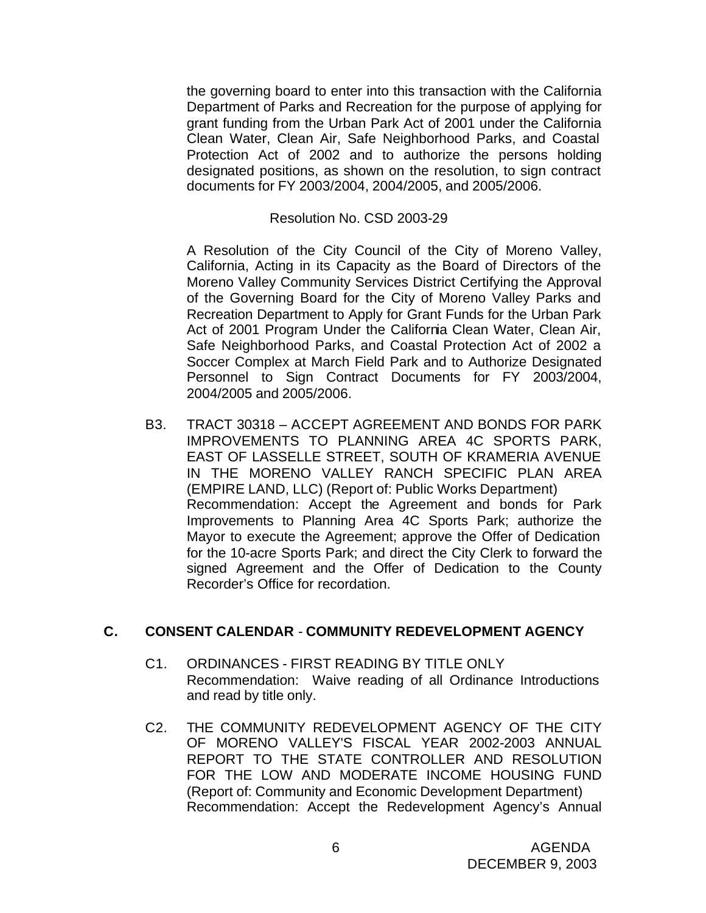the governing board to enter into this transaction with the California Department of Parks and Recreation for the purpose of applying for grant funding from the Urban Park Act of 2001 under the California Clean Water, Clean Air, Safe Neighborhood Parks, and Coastal Protection Act of 2002 and to authorize the persons holding designated positions, as shown on the resolution, to sign contract documents for FY 2003/2004, 2004/2005, and 2005/2006.

Resolution No. CSD 2003-29

A Resolution of the City Council of the City of Moreno Valley, California, Acting in its Capacity as the Board of Directors of the Moreno Valley Community Services District Certifying the Approval of the Governing Board for the City of Moreno Valley Parks and Recreation Department to Apply for Grant Funds for the Urban Park Act of 2001 Program Under the California Clean Water, Clean Air, Safe Neighborhood Parks, and Coastal Protection Act of 2002 a Soccer Complex at March Field Park and to Authorize Designated Personnel to Sign Contract Documents for FY 2003/2004, 2004/2005 and 2005/2006.

B3. TRACT 30318 – ACCEPT AGREEMENT AND BONDS FOR PARK IMPROVEMENTS TO PLANNING AREA 4C SPORTS PARK, EAST OF LASSELLE STREET, SOUTH OF KRAMERIA AVENUE IN THE MORENO VALLEY RANCH SPECIFIC PLAN AREA (EMPIRE LAND, LLC) (Report of: Public Works Department)
Recommendation: Accept the Agreement and bonds for Park Improvements to Planning Area 4C Sports Park; authorize the Mayor to execute the Agreement; approve the Offer of Dedication for the 10-acre Sports Park; and direct the City Clerk to forward the signed Agreement and the Offer of Dedication to the County Recorder's Office for recordation.

## C. CONSENT CALENDAR - COMMUNITY REDEVELOPMENT AGENCY

C1. ORDINANCES - FIRST READING BY TITLE ONLY
Recommendation: Waive reading of all Ordinance Introductions and read by title only.

C2. THE COMMUNITY REDEVELOPMENT AGENCY OF THE CITY OF MORENO VALLEY'S FISCAL YEAR 2002-2003 ANNUAL REPORT TO THE STATE CONTROLLER AND RESOLUTION FOR THE LOW AND MODERATE INCOME HOUSING FUND (Report of: Community and Economic Development Department)
Recommendation: Accept the Redevelopment Agency's Annual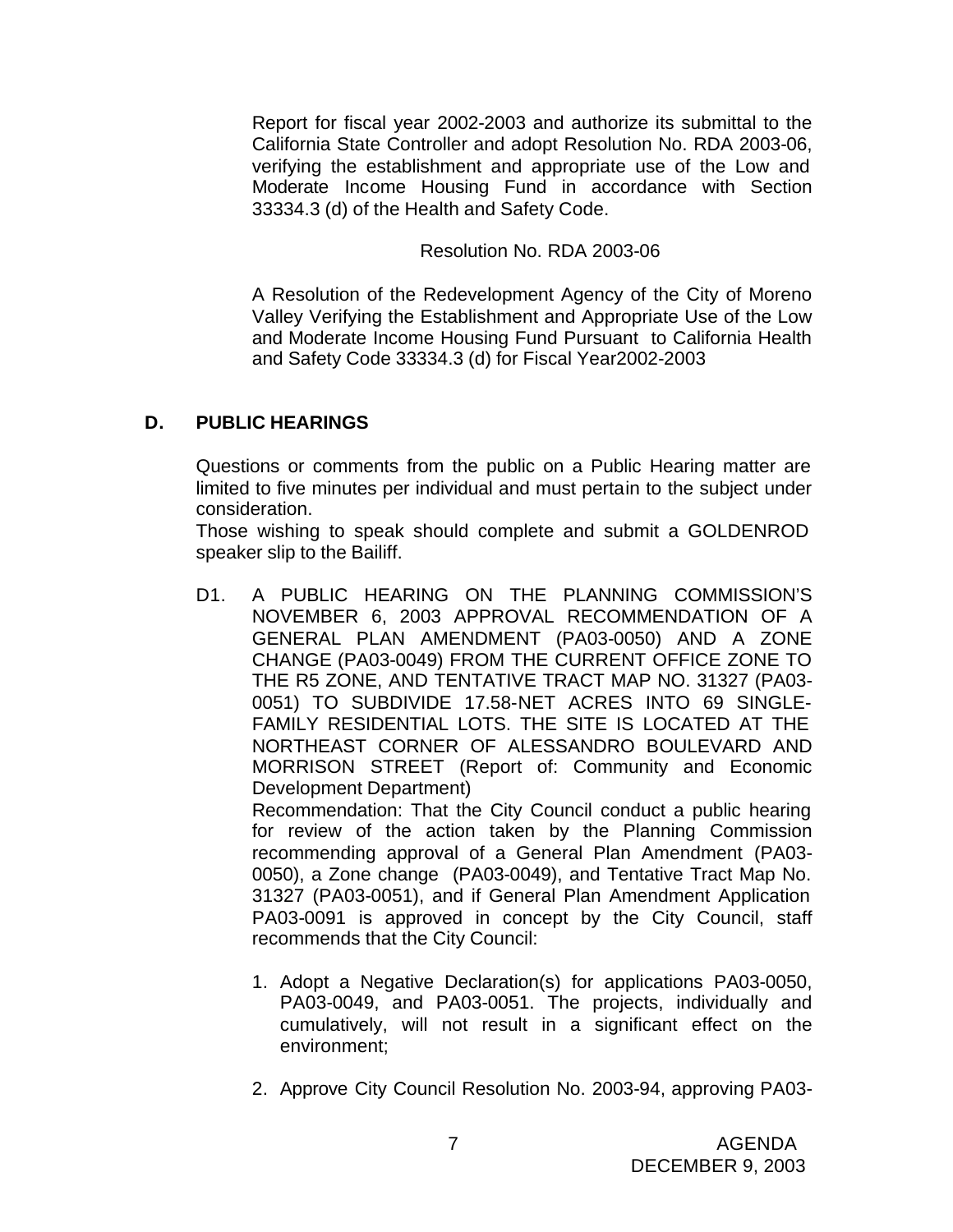Report for fiscal year 2002-2003 and authorize its submittal to the California State Controller and adopt Resolution No. RDA 2003-06, verifying the establishment and appropriate use of the Low and Moderate Income Housing Fund in accordance with Section 33334.3 (d) of the Health and Safety Code.

Resolution No. RDA 2003-06

A Resolution of the Redevelopment Agency of the City of Moreno Valley Verifying the Establishment and Appropriate Use of the Low and Moderate Income Housing Fund Pursuant to California Health and Safety Code 33334.3 (d) for Fiscal Year2002-2003

## D. PUBLIC HEARINGS

Questions or comments from the public on a Public Hearing matter are limited to five minutes per individual and must pertain to the subject under consideration.
Those wishing to speak should complete and submit a GOLDENROD speaker slip to the Bailiff.

D1. A PUBLIC HEARING ON THE PLANNING COMMISSION'S NOVEMBER 6, 2003 APPROVAL RECOMMENDATION OF A GENERAL PLAN AMENDMENT (PA03-0050) AND A ZONE CHANGE (PA03-0049) FROM THE CURRENT OFFICE ZONE TO THE R5 ZONE, AND TENTATIVE TRACT MAP NO. 31327 (PA03-0051) TO SUBDIVIDE 17.58-NET ACRES INTO 69 SINGLE-FAMILY RESIDENTIAL LOTS. THE SITE IS LOCATED AT THE NORTHEAST CORNER OF ALESSANDRO BOULEVARD AND MORRISON STREET (Report of: Community and Economic Development Department)
Recommendation: That the City Council conduct a public hearing for review of the action taken by the Planning Commission recommending approval of a General Plan Amendment (PA03-0050), a Zone change (PA03-0049), and Tentative Tract Map No. 31327 (PA03-0051), and if General Plan Amendment Application PA03-0091 is approved in concept by the City Council, staff recommends that the City Council:

1. Adopt a Negative Declaration(s) for applications PA03-0050, PA03-0049, and PA03-0051. The projects, individually and cumulatively, will not result in a significant effect on the environment;

2. Approve City Council Resolution No. 2003-94, approving PA03-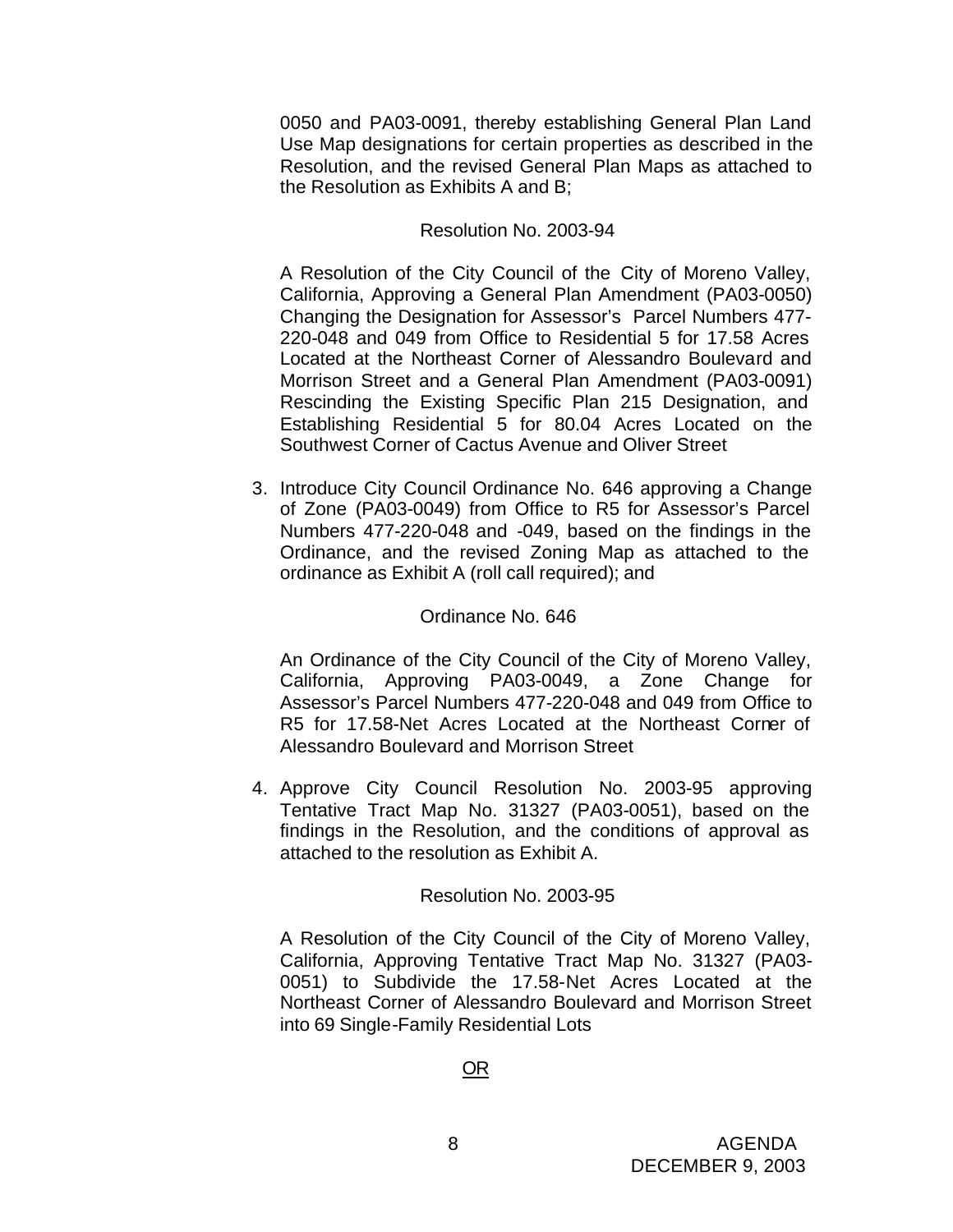0050 and PA03-0091, thereby establishing General Plan Land Use Map designations for certain properties as described in the Resolution, and the revised General Plan Maps as attached to the Resolution as Exhibits A and B;

Resolution No. 2003-94

A Resolution of the City Council of the City of Moreno Valley, California, Approving a General Plan Amendment (PA03-0050) Changing the Designation for Assessor's Parcel Numbers 477-220-048 and 049 from Office to Residential 5 for 17.58 Acres Located at the Northeast Corner of Alessandro Boulevard and Morrison Street and a General Plan Amendment (PA03-0091) Rescinding the Existing Specific Plan 215 Designation, and Establishing Residential 5 for 80.04 Acres Located on the Southwest Corner of Cactus Avenue and Oliver Street

3. Introduce City Council Ordinance No. 646 approving a Change of Zone (PA03-0049) from Office to R5 for Assessor's Parcel Numbers 477-220-048 and -049, based on the findings in the Ordinance, and the revised Zoning Map as attached to the ordinance as Exhibit A (roll call required); and

   Ordinance No. 646

   An Ordinance of the City Council of the City of Moreno Valley, California, Approving PA03-0049, a Zone Change for Assessor's Parcel Numbers 477-220-048 and 049 from Office to R5 for 17.58-Net Acres Located at the Northeast Corner of Alessandro Boulevard and Morrison Street

4. Approve City Council Resolution No. 2003-95 approving Tentative Tract Map No. 31327 (PA03-0051), based on the findings in the Resolution, and the conditions of approval as attached to the resolution as Exhibit A.

   Resolution No. 2003-95

   A Resolution of the City Council of the City of Moreno Valley, California, Approving Tentative Tract Map No. 31327 (PA03-0051) to Subdivide the 17.58-Net Acres Located at the Northeast Corner of Alessandro Boulevard and Morrison Street into 69 Single-Family Residential Lots

<u>OR</u>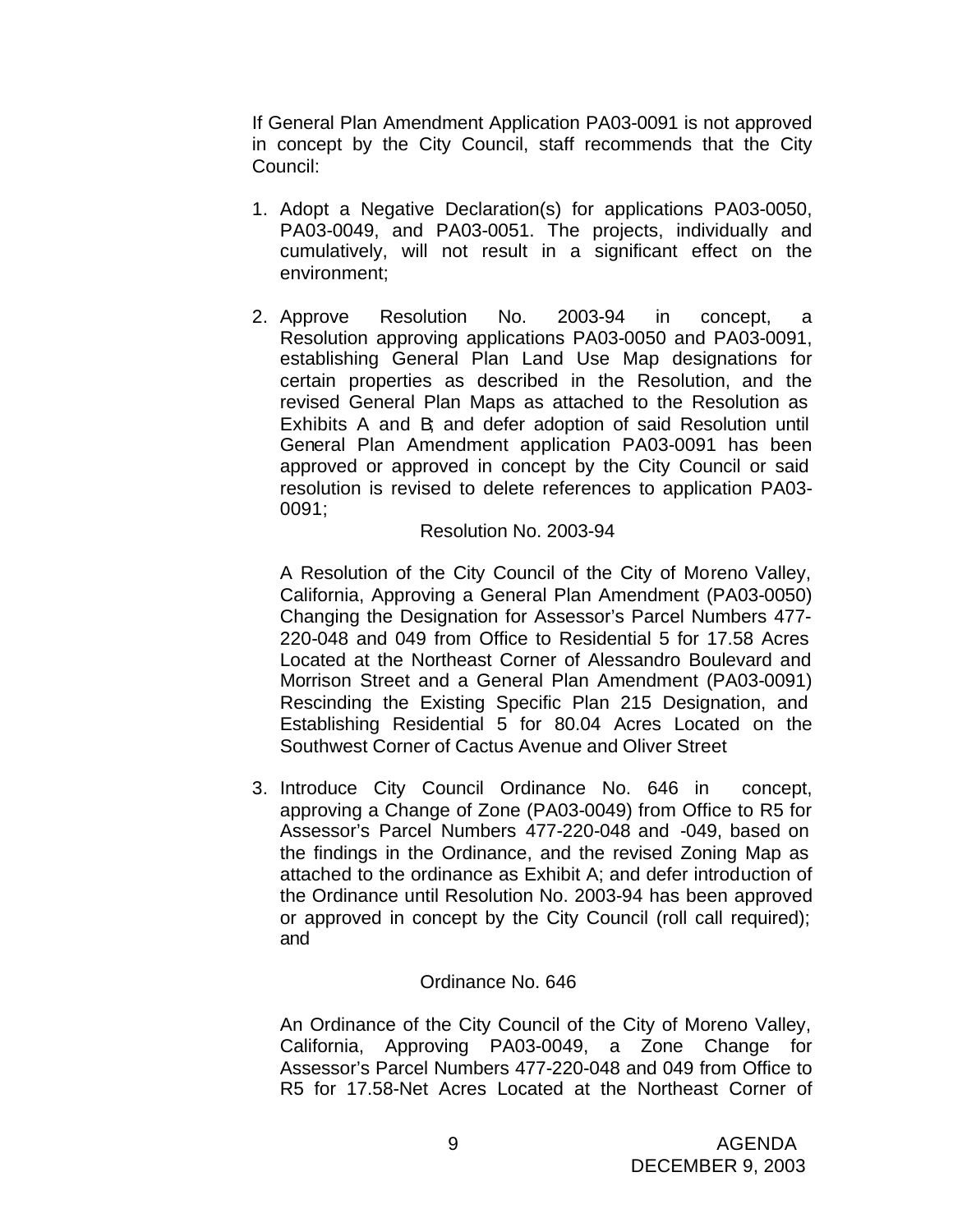If General Plan Amendment Application PA03-0091 is not approved in concept by the City Council, staff recommends that the City Council:

1. Adopt a Negative Declaration(s) for applications PA03-0050, PA03-0049, and PA03-0051. The projects, individually and cumulatively, will not result in a significant effect on the environment;

2. Approve Resolution No. 2003-94 in concept, a Resolution approving applications PA03-0050 and PA03-0091, establishing General Plan Land Use Map designations for certain properties as described in the Resolution, and the revised General Plan Maps as attached to the Resolution as Exhibits A and B; and defer adoption of said Resolution until General Plan Amendment application PA03-0091 has been approved or approved in concept by the City Council or said resolution is revised to delete references to application PA03-0091;

   Resolution No. 2003-94

   A Resolution of the City Council of the City of Moreno Valley, California, Approving a General Plan Amendment (PA03-0050) Changing the Designation for Assessor's Parcel Numbers 477-220-048 and 049 from Office to Residential 5 for 17.58 Acres Located at the Northeast Corner of Alessandro Boulevard and Morrison Street and a General Plan Amendment (PA03-0091) Rescinding the Existing Specific Plan 215 Designation, and Establishing Residential 5 for 80.04 Acres Located on the Southwest Corner of Cactus Avenue and Oliver Street

3. Introduce City Council Ordinance No. 646 in concept, approving a Change of Zone (PA03-0049) from Office to R5 for Assessor's Parcel Numbers 477-220-048 and -049, based on the findings in the Ordinance, and the revised Zoning Map as attached to the ordinance as Exhibit A; and defer introduction of the Ordinance until Resolution No. 2003-94 has been approved or approved in concept by the City Council (roll call required); and

   Ordinance No. 646

   An Ordinance of the City Council of the City of Moreno Valley, California, Approving PA03-0049, a Zone Change for Assessor's Parcel Numbers 477-220-048 and 049 from Office to R5 for 17.58-Net Acres Located at the Northeast Corner of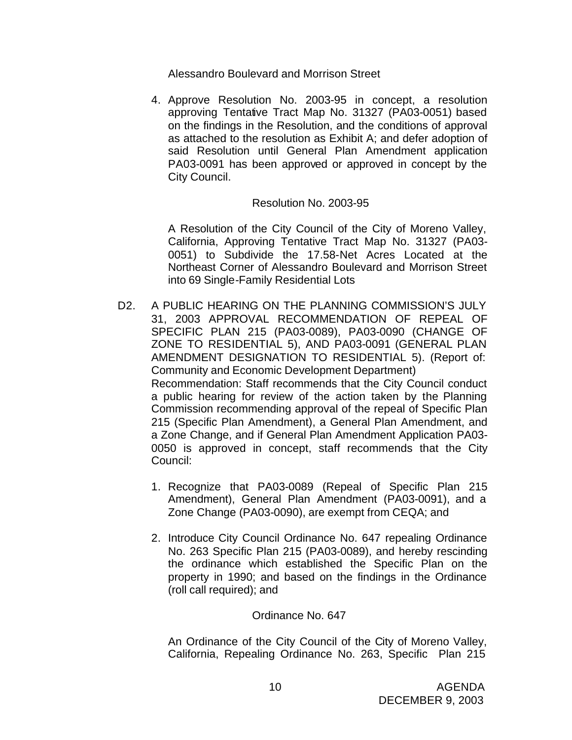Alessandro Boulevard and Morrison Street

4. Approve Resolution No. 2003-95 in concept, a resolution approving Tentative Tract Map No. 31327 (PA03-0051) based on the findings in the Resolution, and the conditions of approval as attached to the resolution as Exhibit A; and defer adoption of said Resolution until General Plan Amendment application PA03-0091 has been approved or approved in concept by the City Council.

Resolution No. 2003-95

A Resolution of the City Council of the City of Moreno Valley, California, Approving Tentative Tract Map No. 31327 (PA03-0051) to Subdivide the 17.58-Net Acres Located at the Northeast Corner of Alessandro Boulevard and Morrison Street into 69 Single-Family Residential Lots

D2. A PUBLIC HEARING ON THE PLANNING COMMISSION'S JULY 31, 2003 APPROVAL RECOMMENDATION OF REPEAL OF SPECIFIC PLAN 215 (PA03-0089), PA03-0090 (CHANGE OF ZONE TO RESIDENTIAL 5), AND PA03-0091 (GENERAL PLAN AMENDMENT DESIGNATION TO RESIDENTIAL 5). (Report of: Community and Economic Development Department)
Recommendation: Staff recommends that the City Council conduct a public hearing for review of the action taken by the Planning Commission recommending approval of the repeal of Specific Plan 215 (Specific Plan Amendment), a General Plan Amendment, and a Zone Change, and if General Plan Amendment Application PA03-0050 is approved in concept, staff recommends that the City Council:

1. Recognize that PA03-0089 (Repeal of Specific Plan 215 Amendment), General Plan Amendment (PA03-0091), and a Zone Change (PA03-0090), are exempt from CEQA; and

2. Introduce City Council Ordinance No. 647 repealing Ordinance No. 263 Specific Plan 215 (PA03-0089), and hereby rescinding the ordinance which established the Specific Plan on the property in 1990; and based on the findings in the Ordinance (roll call required); and

Ordinance No. 647

An Ordinance of the City Council of the City of Moreno Valley, California, Repealing Ordinance No. 263, Specific Plan 215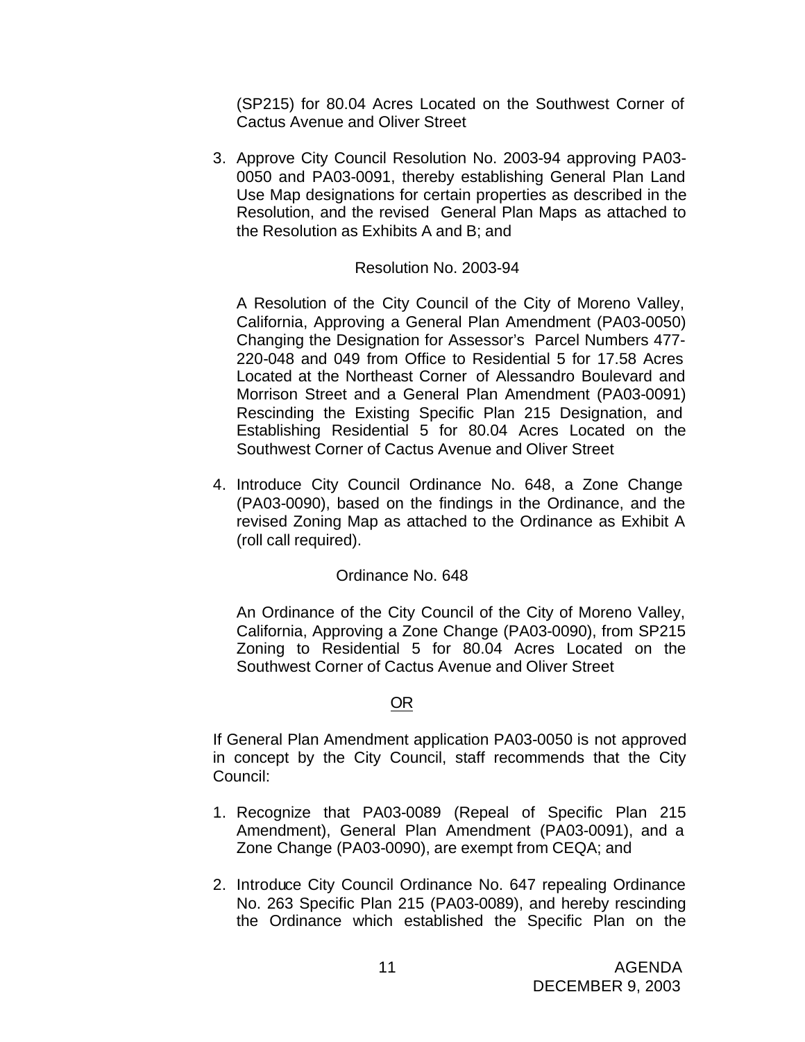(SP215) for 80.04 Acres Located on the Southwest Corner of Cactus Avenue and Oliver Street

3. Approve City Council Resolution No. 2003-94 approving PA03-0050 and PA03-0091, thereby establishing General Plan Land Use Map designations for certain properties as described in the Resolution, and the revised General Plan Maps as attached to the Resolution as Exhibits A and B; and

   Resolution No. 2003-94

   A Resolution of the City Council of the City of Moreno Valley, California, Approving a General Plan Amendment (PA03-0050) Changing the Designation for Assessor's Parcel Numbers 477-220-048 and 049 from Office to Residential 5 for 17.58 Acres Located at the Northeast Corner of Alessandro Boulevard and Morrison Street and a General Plan Amendment (PA03-0091) Rescinding the Existing Specific Plan 215 Designation, and Establishing Residential 5 for 80.04 Acres Located on the Southwest Corner of Cactus Avenue and Oliver Street

4. Introduce City Council Ordinance No. 648, a Zone Change (PA03-0090), based on the findings in the Ordinance, and the revised Zoning Map as attached to the Ordinance as Exhibit A (roll call required).

   Ordinance No. 648

   An Ordinance of the City Council of the City of Moreno Valley, California, Approving a Zone Change (PA03-0090), from SP215 Zoning to Residential 5 for 80.04 Acres Located on the Southwest Corner of Cactus Avenue and Oliver Street

OR

If General Plan Amendment application PA03-0050 is not approved in concept by the City Council, staff recommends that the City Council:

1. Recognize that PA03-0089 (Repeal of Specific Plan 215 Amendment), General Plan Amendment (PA03-0091), and a Zone Change (PA03-0090), are exempt from CEQA; and

2. Introduce City Council Ordinance No. 647 repealing Ordinance No. 263 Specific Plan 215 (PA03-0089), and hereby rescinding the Ordinance which established the Specific Plan on the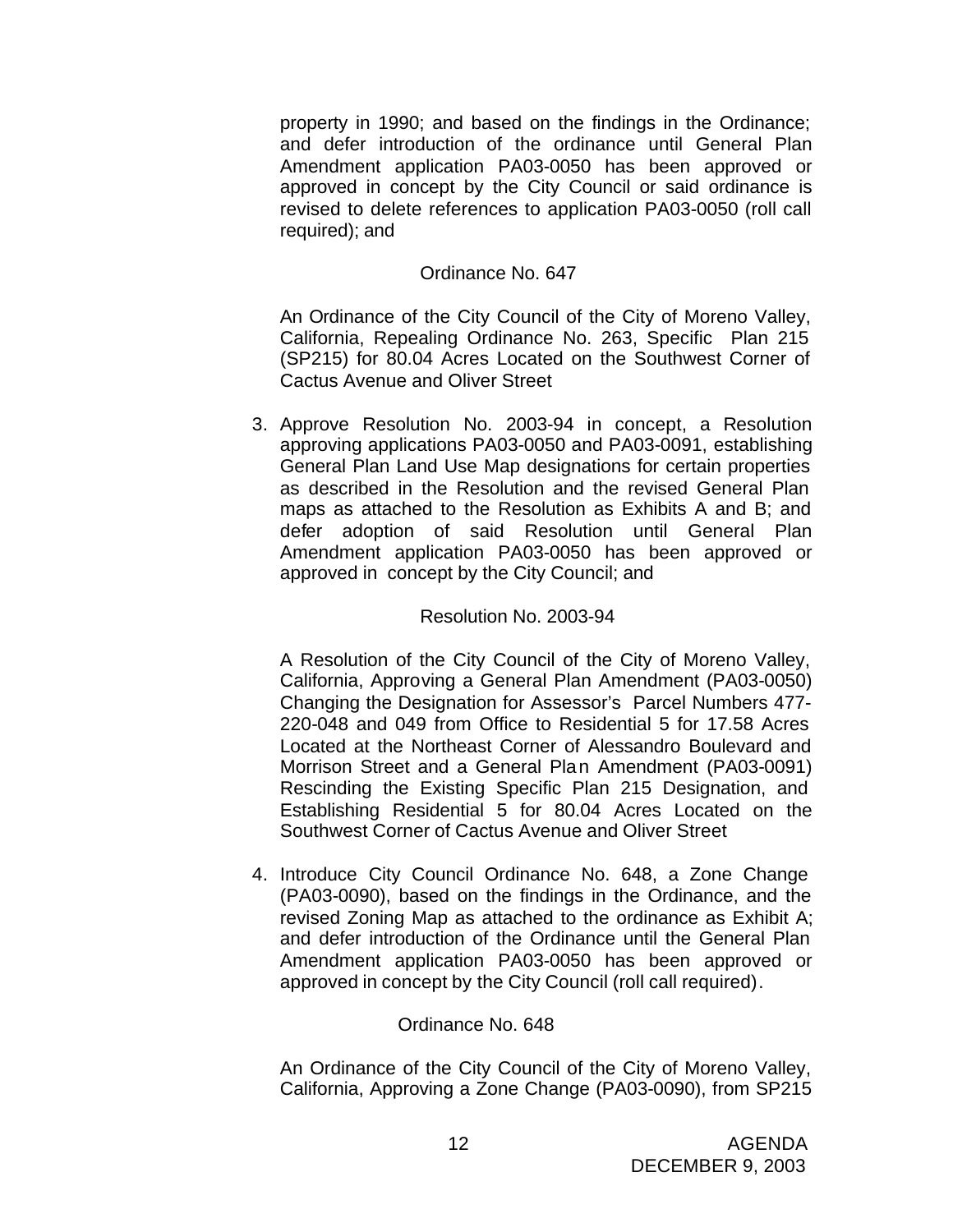property in 1990; and based on the findings in the Ordinance; and defer introduction of the ordinance until General Plan Amendment application PA03-0050 has been approved or approved in concept by the City Council or said ordinance is revised to delete references to application PA03-0050 (roll call required); and

Ordinance No. 647

An Ordinance of the City Council of the City of Moreno Valley, California, Repealing Ordinance No. 263, Specific Plan 215 (SP215) for 80.04 Acres Located on the Southwest Corner of Cactus Avenue and Oliver Street

3. Approve Resolution No. 2003-94 in concept, a Resolution approving applications PA03-0050 and PA03-0091, establishing General Plan Land Use Map designations for certain properties as described in the Resolution and the revised General Plan maps as attached to the Resolution as Exhibits A and B; and defer adoption of said Resolution until General Plan Amendment application PA03-0050 has been approved or approved in concept by the City Council; and

Resolution No. 2003-94

A Resolution of the City Council of the City of Moreno Valley, California, Approving a General Plan Amendment (PA03-0050) Changing the Designation for Assessor's Parcel Numbers 477-220-048 and 049 from Office to Residential 5 for 17.58 Acres Located at the Northeast Corner of Alessandro Boulevard and Morrison Street and a General Plan Amendment (PA03-0091) Rescinding the Existing Specific Plan 215 Designation, and Establishing Residential 5 for 80.04 Acres Located on the Southwest Corner of Cactus Avenue and Oliver Street

4. Introduce City Council Ordinance No. 648, a Zone Change (PA03-0090), based on the findings in the Ordinance, and the revised Zoning Map as attached to the ordinance as Exhibit A; and defer introduction of the Ordinance until the General Plan Amendment application PA03-0050 has been approved or approved in concept by the City Council (roll call required).

Ordinance No. 648

An Ordinance of the City Council of the City of Moreno Valley, California, Approving a Zone Change (PA03-0090), from SP215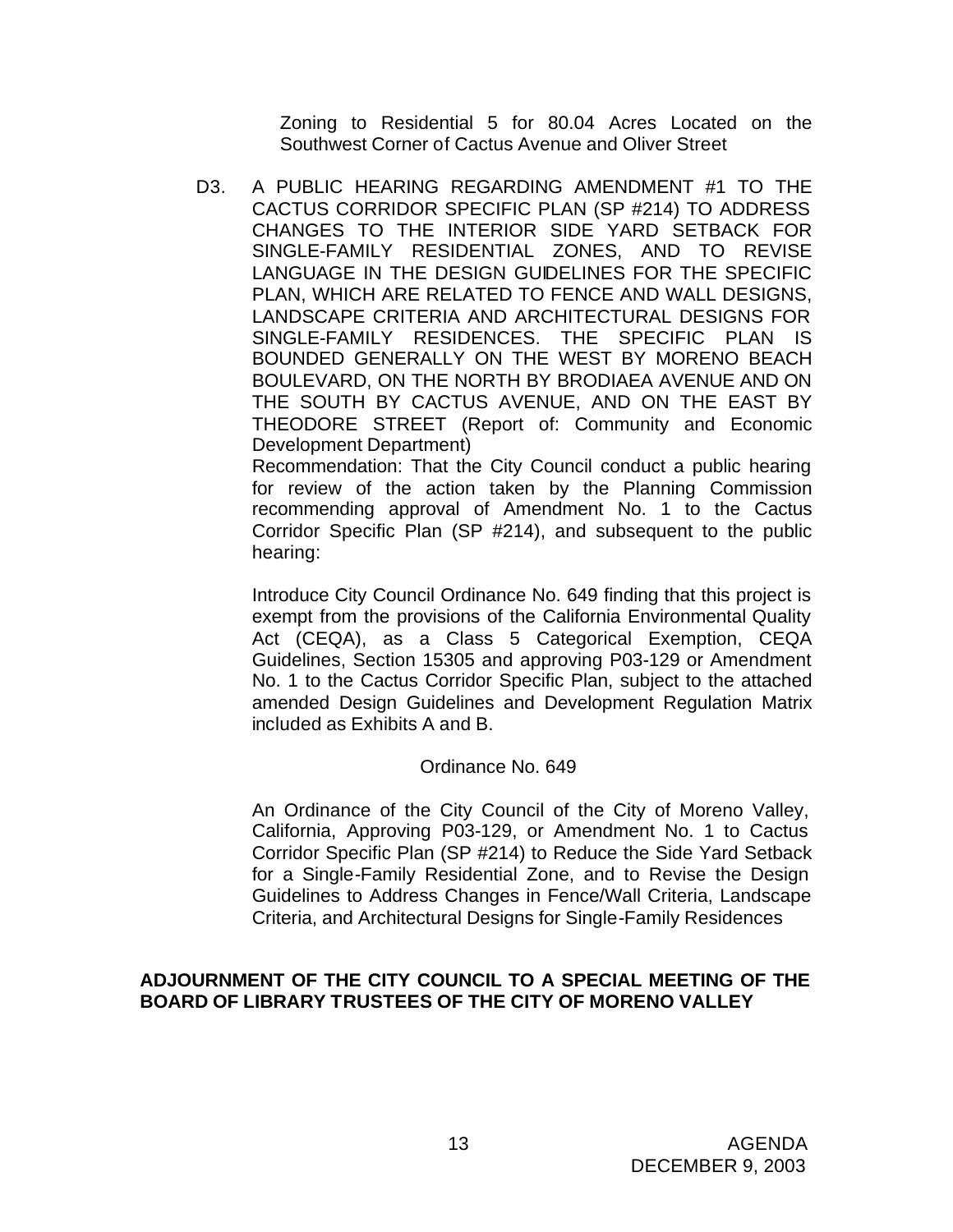Zoning to Residential 5 for 80.04 Acres Located on the Southwest Corner of Cactus Avenue and Oliver Street

D3. A PUBLIC HEARING REGARDING AMENDMENT #1 TO THE CACTUS CORRIDOR SPECIFIC PLAN (SP #214) TO ADDRESS CHANGES TO THE INTERIOR SIDE YARD SETBACK FOR SINGLE-FAMILY RESIDENTIAL ZONES, AND TO REVISE LANGUAGE IN THE DESIGN GUIDELINES FOR THE SPECIFIC PLAN, WHICH ARE RELATED TO FENCE AND WALL DESIGNS, LANDSCAPE CRITERIA AND ARCHITECTURAL DESIGNS FOR SINGLE-FAMILY RESIDENCES. THE SPECIFIC PLAN IS BOUNDED GENERALLY ON THE WEST BY MORENO BEACH BOULEVARD, ON THE NORTH BY BRODIAEA AVENUE AND ON THE SOUTH BY CACTUS AVENUE, AND ON THE EAST BY THEODORE STREET (Report of: Community and Economic Development Department)

Recommendation: That the City Council conduct a public hearing for review of the action taken by the Planning Commission recommending approval of Amendment No. 1 to the Cactus Corridor Specific Plan (SP #214), and subsequent to the public hearing:

Introduce City Council Ordinance No. 649 finding that this project is exempt from the provisions of the California Environmental Quality Act (CEQA), as a Class 5 Categorical Exemption, CEQA Guidelines, Section 15305 and approving P03-129 or Amendment No. 1 to the Cactus Corridor Specific Plan, subject to the attached amended Design Guidelines and Development Regulation Matrix included as Exhibits A and B.

Ordinance No. 649

An Ordinance of the City Council of the City of Moreno Valley, California, Approving P03-129, or Amendment No. 1 to Cactus Corridor Specific Plan (SP #214) to Reduce the Side Yard Setback for a Single-Family Residential Zone, and to Revise the Design Guidelines to Address Changes in Fence/Wall Criteria, Landscape Criteria, and Architectural Designs for Single-Family Residences

**ADJOURNMENT OF THE CITY COUNCIL TO A SPECIAL MEETING OF THE BOARD OF LIBRARY TRUSTEES OF THE CITY OF MORENO VALLEY**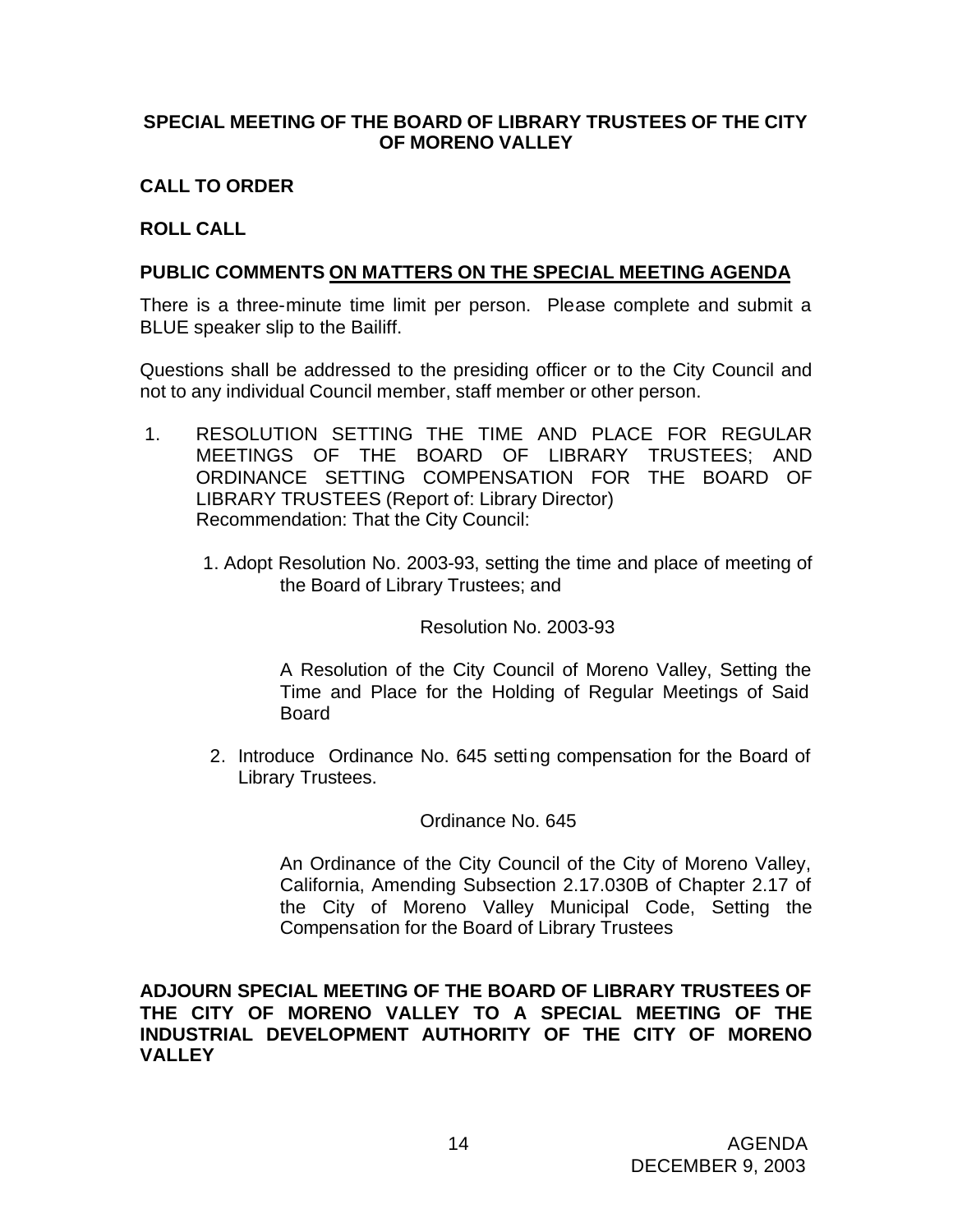**SPECIAL MEETING OF THE BOARD OF LIBRARY TRUSTEES OF THE CITY OF MORENO VALLEY**

**CALL TO ORDER**

**ROLL CALL**

**PUBLIC COMMENTS <u>ON MATTERS ON THE SPECIAL MEETING AGENDA</u>**

There is a three-minute time limit per person. Please complete and submit a BLUE speaker slip to the Bailiff.

Questions shall be addressed to the presiding officer or to the City Council and not to any individual Council member, staff member or other person.

1. RESOLUTION SETTING THE TIME AND PLACE FOR REGULAR MEETINGS OF THE BOARD OF LIBRARY TRUSTEES; AND ORDINANCE SETTING COMPENSATION FOR THE BOARD OF LIBRARY TRUSTEES (Report of: Library Director)
   Recommendation: That the City Council:

   1. Adopt Resolution No. 2003-93, setting the time and place of meeting of the Board of Library Trustees; and

      Resolution No. 2003-93

      A Resolution of the City Council of Moreno Valley, Setting the Time and Place for the Holding of Regular Meetings of Said Board

   2. Introduce Ordinance No. 645 setting compensation for the Board of Library Trustees.

      Ordinance No. 645

      An Ordinance of the City Council of the City of Moreno Valley, California, Amending Subsection 2.17.030B of Chapter 2.17 of the City of Moreno Valley Municipal Code, Setting the Compensation for the Board of Library Trustees

**ADJOURN SPECIAL MEETING OF THE BOARD OF LIBRARY TRUSTEES OF THE CITY OF MORENO VALLEY TO A SPECIAL MEETING OF THE INDUSTRIAL DEVELOPMENT AUTHORITY OF THE CITY OF MORENO VALLEY**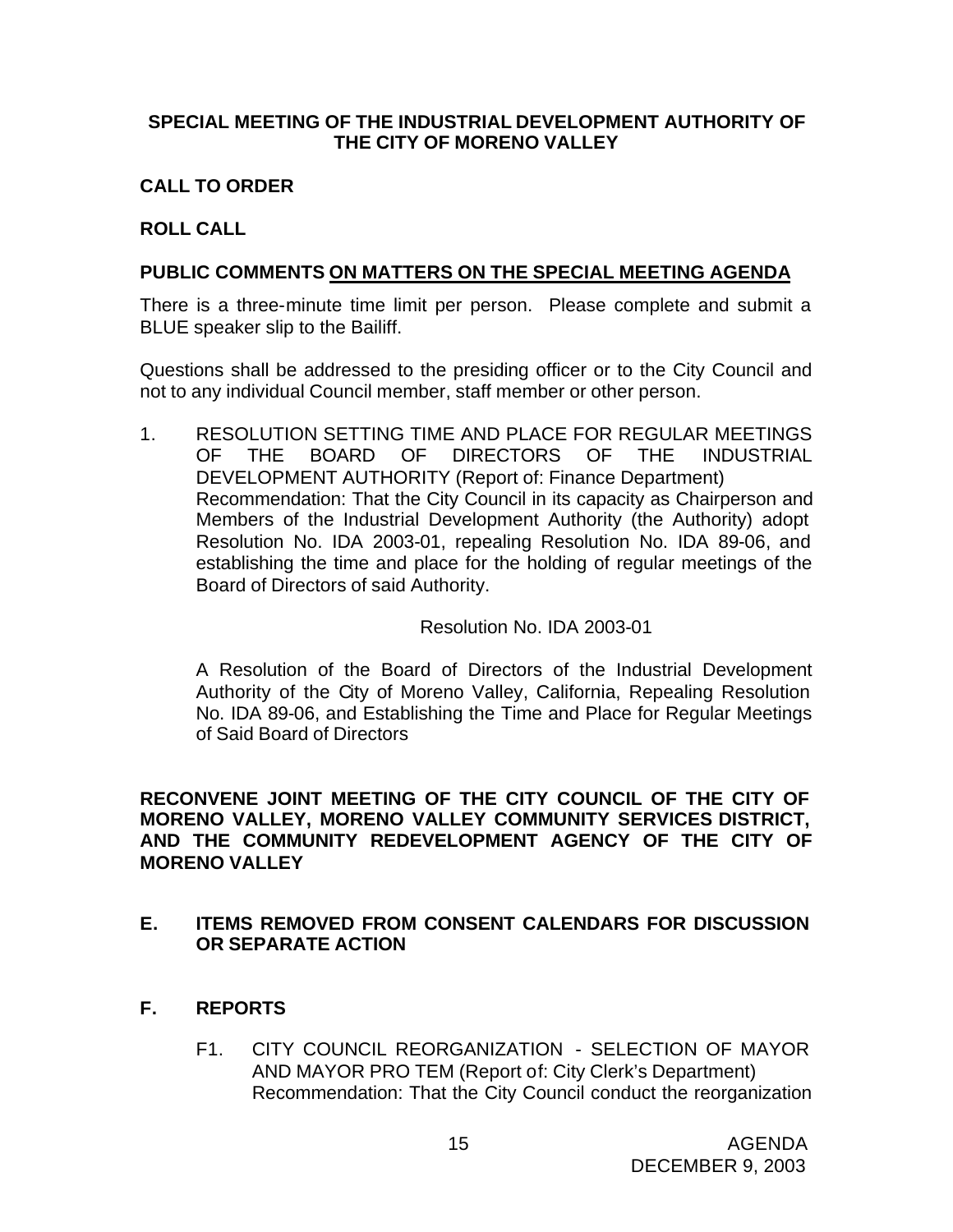**SPECIAL MEETING OF THE INDUSTRIAL DEVELOPMENT AUTHORITY OF THE CITY OF MORENO VALLEY**

**CALL TO ORDER**

**ROLL CALL**

**PUBLIC COMMENTS ON MATTERS ON THE SPECIAL MEETING AGENDA**

There is a three-minute time limit per person. Please complete and submit a BLUE speaker slip to the Bailiff.

Questions shall be addressed to the presiding officer or to the City Council and not to any individual Council member, staff member or other person.

1. RESOLUTION SETTING TIME AND PLACE FOR REGULAR MEETINGS OF THE BOARD OF DIRECTORS OF THE INDUSTRIAL DEVELOPMENT AUTHORITY (Report of: Finance Department)
   Recommendation: That the City Council in its capacity as Chairperson and Members of the Industrial Development Authority (the Authority) adopt Resolution No. IDA 2003-01, repealing Resolution No. IDA 89-06, and establishing the time and place for the holding of regular meetings of the Board of Directors of said Authority.

   Resolution No. IDA 2003-01

   A Resolution of the Board of Directors of the Industrial Development Authority of the City of Moreno Valley, California, Repealing Resolution No. IDA 89-06, and Establishing the Time and Place for Regular Meetings of Said Board of Directors

**RECONVENE JOINT MEETING OF THE CITY COUNCIL OF THE CITY OF MORENO VALLEY, MORENO VALLEY COMMUNITY SERVICES DISTRICT, AND THE COMMUNITY REDEVELOPMENT AGENCY OF THE CITY OF MORENO VALLEY**

## E. ITEMS REMOVED FROM CONSENT CALENDARS FOR DISCUSSION OR SEPARATE ACTION

## F. REPORTS

F1. CITY COUNCIL REORGANIZATION - SELECTION OF MAYOR AND MAYOR PRO TEM (Report of: City Clerk's Department)
Recommendation: That the City Council conduct the reorganization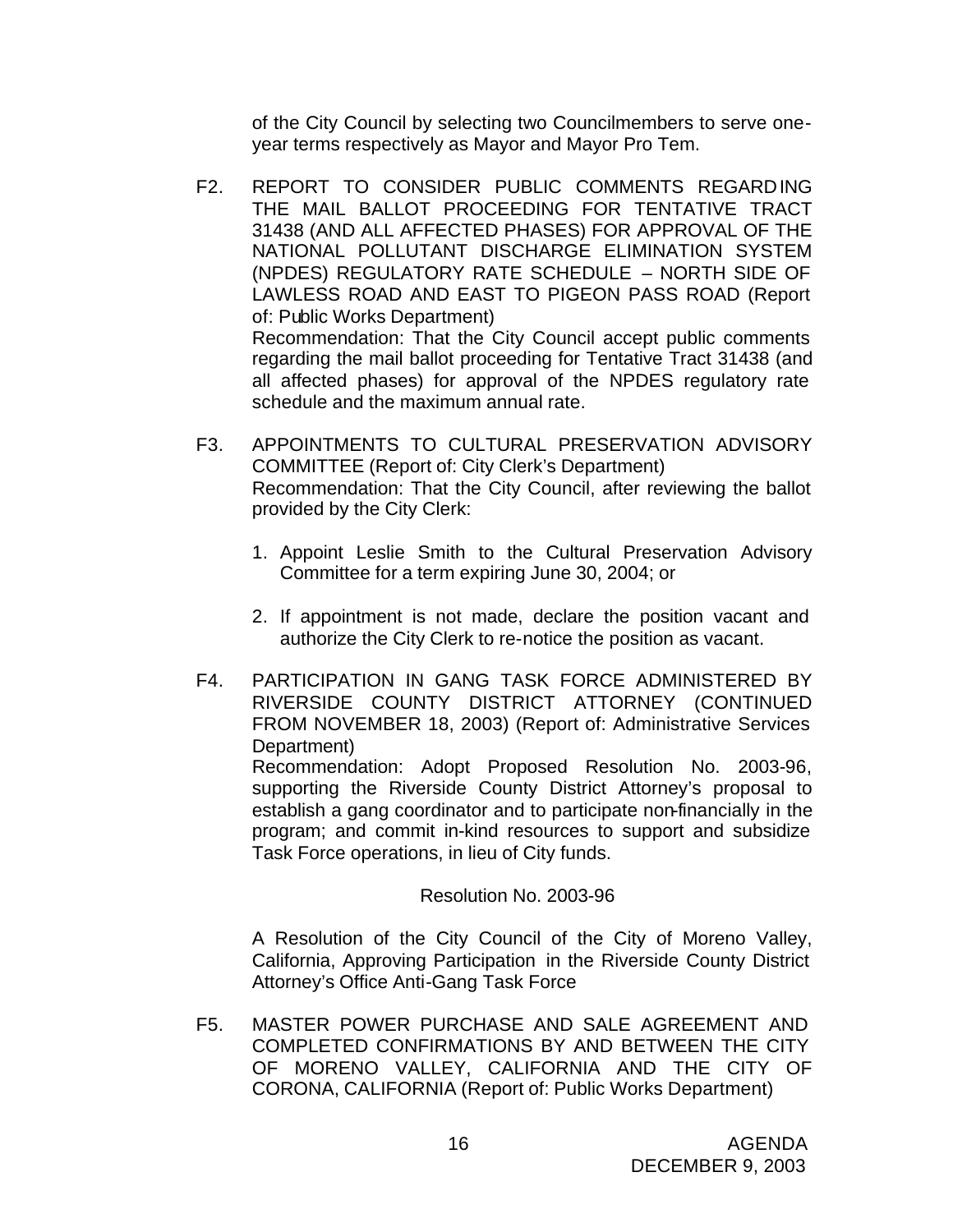of the City Council by selecting two Councilmembers to serve one-year terms respectively as Mayor and Mayor Pro Tem.

F2. REPORT TO CONSIDER PUBLIC COMMENTS REGARDING THE MAIL BALLOT PROCEEDING FOR TENTATIVE TRACT 31438 (AND ALL AFFECTED PHASES) FOR APPROVAL OF THE NATIONAL POLLUTANT DISCHARGE ELIMINATION SYSTEM (NPDES) REGULATORY RATE SCHEDULE – NORTH SIDE OF LAWLESS ROAD AND EAST TO PIGEON PASS ROAD (Report of: Public Works Department)
Recommendation: That the City Council accept public comments regarding the mail ballot proceeding for Tentative Tract 31438 (and all affected phases) for approval of the NPDES regulatory rate schedule and the maximum annual rate.

F3. APPOINTMENTS TO CULTURAL PRESERVATION ADVISORY COMMITTEE (Report of: City Clerk's Department)
Recommendation: That the City Council, after reviewing the ballot provided by the City Clerk:

1. Appoint Leslie Smith to the Cultural Preservation Advisory Committee for a term expiring June 30, 2004; or

2. If appointment is not made, declare the position vacant and authorize the City Clerk to re-notice the position as vacant.

F4. PARTICIPATION IN GANG TASK FORCE ADMINISTERED BY RIVERSIDE COUNTY DISTRICT ATTORNEY (CONTINUED FROM NOVEMBER 18, 2003) (Report of: Administrative Services Department)
Recommendation: Adopt Proposed Resolution No. 2003-96, supporting the Riverside County District Attorney's proposal to establish a gang coordinator and to participate non-financially in the program; and commit in-kind resources to support and subsidize Task Force operations, in lieu of City funds.

Resolution No. 2003-96

A Resolution of the City Council of the City of Moreno Valley, California, Approving Participation in the Riverside County District Attorney's Office Anti-Gang Task Force

F5. MASTER POWER PURCHASE AND SALE AGREEMENT AND COMPLETED CONFIRMATIONS BY AND BETWEEN THE CITY OF MORENO VALLEY, CALIFORNIA AND THE CITY OF CORONA, CALIFORNIA (Report of: Public Works Department)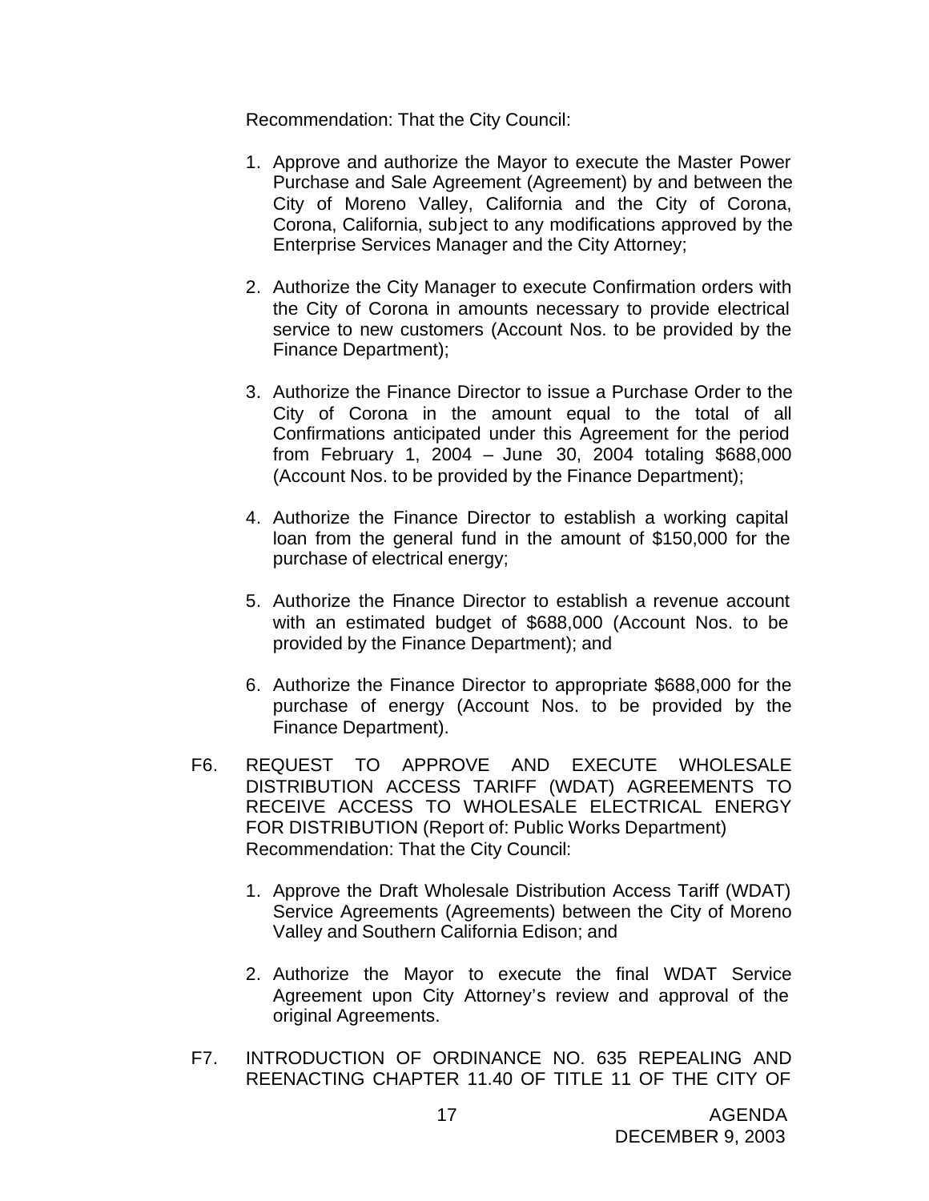Recommendation: That the City Council:

1. Approve and authorize the Mayor to execute the Master Power Purchase and Sale Agreement (Agreement) by and between the City of Moreno Valley, California and the City of Corona, Corona, California, subject to any modifications approved by the Enterprise Services Manager and the City Attorney;

2. Authorize the City Manager to execute Confirmation orders with the City of Corona in amounts necessary to provide electrical service to new customers (Account Nos. to be provided by the Finance Department);

3. Authorize the Finance Director to issue a Purchase Order to the City of Corona in the amount equal to the total of all Confirmations anticipated under this Agreement for the period from February 1, 2004 – June 30, 2004 totaling $688,000 (Account Nos. to be provided by the Finance Department);

4. Authorize the Finance Director to establish a working capital loan from the general fund in the amount of $150,000 for the purchase of electrical energy;

5. Authorize the Finance Director to establish a revenue account with an estimated budget of $688,000 (Account Nos. to be provided by the Finance Department); and

6. Authorize the Finance Director to appropriate $688,000 for the purchase of energy (Account Nos. to be provided by the Finance Department).

F6. REQUEST TO APPROVE AND EXECUTE WHOLESALE DISTRIBUTION ACCESS TARIFF (WDAT) AGREEMENTS TO RECEIVE ACCESS TO WHOLESALE ELECTRICAL ENERGY FOR DISTRIBUTION (Report of: Public Works Department)

Recommendation: That the City Council:

1. Approve the Draft Wholesale Distribution Access Tariff (WDAT) Service Agreements (Agreements) between the City of Moreno Valley and Southern California Edison; and

2. Authorize the Mayor to execute the final WDAT Service Agreement upon City Attorney's review and approval of the original Agreements.

F7. INTRODUCTION OF ORDINANCE NO. 635 REPEALING AND REENACTING CHAPTER 11.40 OF TITLE 11 OF THE CITY OF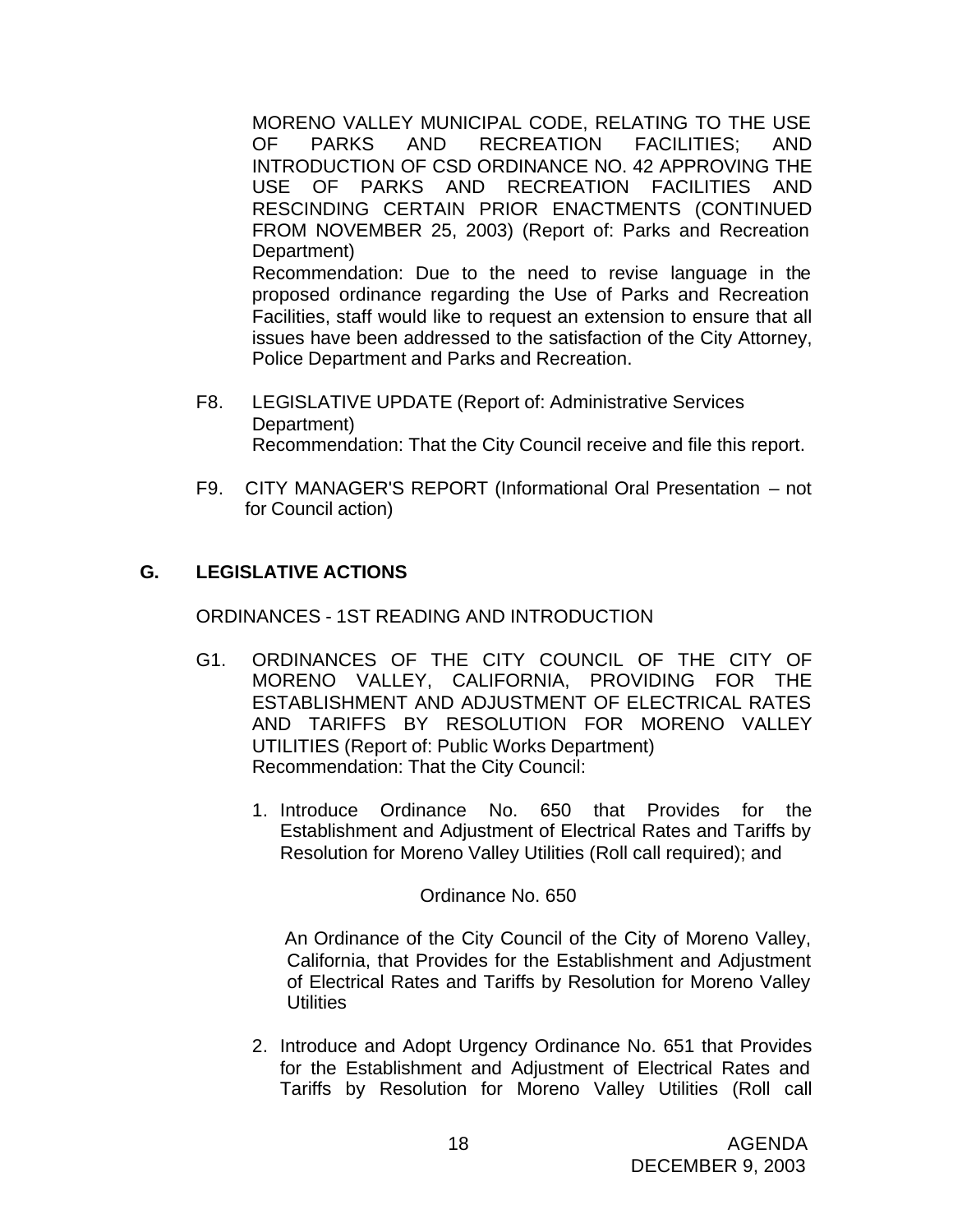MORENO VALLEY MUNICIPAL CODE, RELATING TO THE USE OF PARKS AND RECREATION FACILITIES; AND INTRODUCTION OF CSD ORDINANCE NO. 42 APPROVING THE USE OF PARKS AND RECREATION FACILITIES AND RESCINDING CERTAIN PRIOR ENACTMENTS (CONTINUED FROM NOVEMBER 25, 2003) (Report of: Parks and Recreation Department)
Recommendation: Due to the need to revise language in the proposed ordinance regarding the Use of Parks and Recreation Facilities, staff would like to request an extension to ensure that all issues have been addressed to the satisfaction of the City Attorney, Police Department and Parks and Recreation.

F8. LEGISLATIVE UPDATE (Report of: Administrative Services Department)
Recommendation: That the City Council receive and file this report.

F9. CITY MANAGER'S REPORT (Informational Oral Presentation – not for Council action)

## G. LEGISLATIVE ACTIONS

ORDINANCES - 1ST READING AND INTRODUCTION

G1. ORDINANCES OF THE CITY COUNCIL OF THE CITY OF MORENO VALLEY, CALIFORNIA, PROVIDING FOR THE ESTABLISHMENT AND ADJUSTMENT OF ELECTRICAL RATES AND TARIFFS BY RESOLUTION FOR MORENO VALLEY UTILITIES (Report of: Public Works Department)
Recommendation: That the City Council:

1. Introduce Ordinance No. 650 that Provides for the Establishment and Adjustment of Electrical Rates and Tariffs by Resolution for Moreno Valley Utilities (Roll call required); and

   Ordinance No. 650

   An Ordinance of the City Council of the City of Moreno Valley, California, that Provides for the Establishment and Adjustment of Electrical Rates and Tariffs by Resolution for Moreno Valley Utilities

2. Introduce and Adopt Urgency Ordinance No. 651 that Provides for the Establishment and Adjustment of Electrical Rates and Tariffs by Resolution for Moreno Valley Utilities (Roll call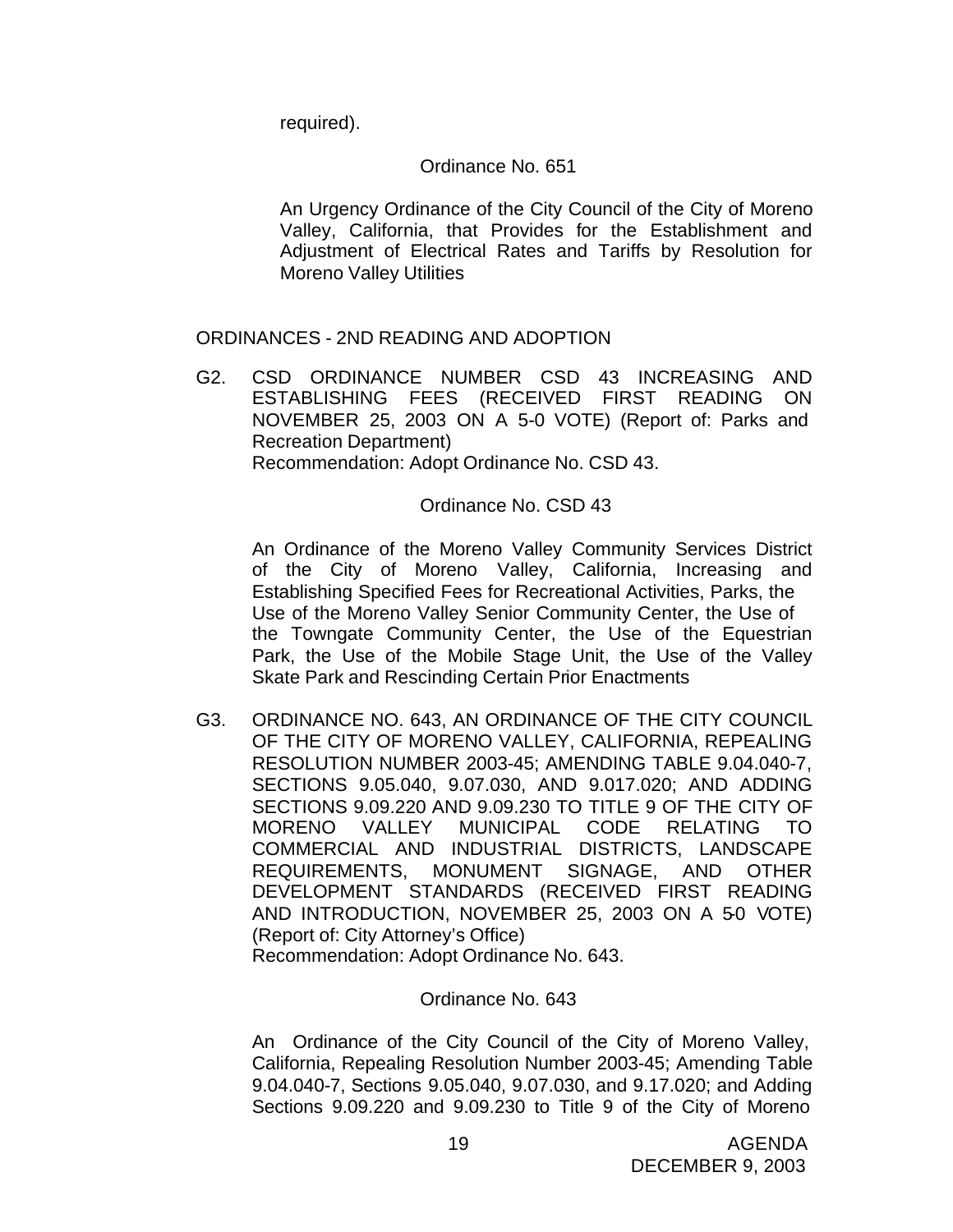required).

Ordinance No. 651

An Urgency Ordinance of the City Council of the City of Moreno Valley, California, that Provides for the Establishment and Adjustment of Electrical Rates and Tariffs by Resolution for Moreno Valley Utilities

ORDINANCES - 2ND READING AND ADOPTION

G2. CSD ORDINANCE NUMBER CSD 43 INCREASING AND ESTABLISHING FEES (RECEIVED FIRST READING ON NOVEMBER 25, 2003 ON A 5-0 VOTE) (Report of: Parks and Recreation Department)
Recommendation: Adopt Ordinance No. CSD 43.

Ordinance No. CSD 43

An Ordinance of the Moreno Valley Community Services District of the City of Moreno Valley, California, Increasing and Establishing Specified Fees for Recreational Activities, Parks, the Use of the Moreno Valley Senior Community Center, the Use of the Towngate Community Center, the Use of the Equestrian Park, the Use of the Mobile Stage Unit, the Use of the Valley Skate Park and Rescinding Certain Prior Enactments

G3. ORDINANCE NO. 643, AN ORDINANCE OF THE CITY COUNCIL OF THE CITY OF MORENO VALLEY, CALIFORNIA, REPEALING RESOLUTION NUMBER 2003-45; AMENDING TABLE 9.04.040-7, SECTIONS 9.05.040, 9.07.030, AND 9.017.020; AND ADDING SECTIONS 9.09.220 AND 9.09.230 TO TITLE 9 OF THE CITY OF MORENO VALLEY MUNICIPAL CODE RELATING TO COMMERCIAL AND INDUSTRIAL DISTRICTS, LANDSCAPE REQUIREMENTS, MONUMENT SIGNAGE, AND OTHER DEVELOPMENT STANDARDS (RECEIVED FIRST READING AND INTRODUCTION, NOVEMBER 25, 2003 ON A 5-0 VOTE) (Report of: City Attorney's Office)
Recommendation: Adopt Ordinance No. 643.

Ordinance No. 643

An Ordinance of the City Council of the City of Moreno Valley, California, Repealing Resolution Number 2003-45; Amending Table 9.04.040-7, Sections 9.05.040, 9.07.030, and 9.17.020; and Adding Sections 9.09.220 and 9.09.230 to Title 9 of the City of Moreno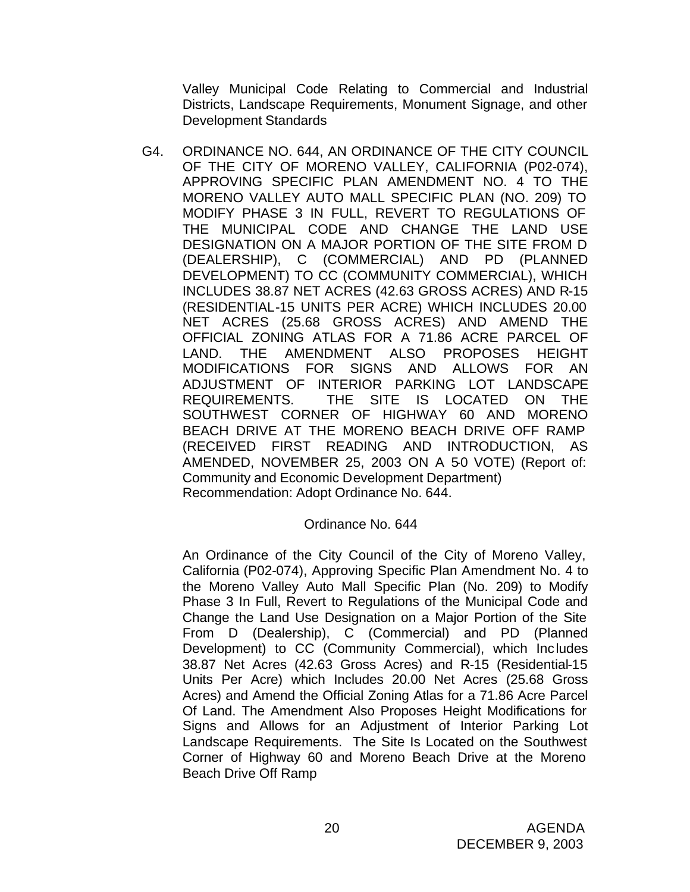Valley Municipal Code Relating to Commercial and Industrial Districts, Landscape Requirements, Monument Signage, and other Development Standards

G4. ORDINANCE NO. 644, AN ORDINANCE OF THE CITY COUNCIL OF THE CITY OF MORENO VALLEY, CALIFORNIA (P02-074), APPROVING SPECIFIC PLAN AMENDMENT NO. 4 TO THE MORENO VALLEY AUTO MALL SPECIFIC PLAN (NO. 209) TO MODIFY PHASE 3 IN FULL, REVERT TO REGULATIONS OF THE MUNICIPAL CODE AND CHANGE THE LAND USE DESIGNATION ON A MAJOR PORTION OF THE SITE FROM D (DEALERSHIP), C (COMMERCIAL) AND PD (PLANNED DEVELOPMENT) TO CC (COMMUNITY COMMERCIAL), WHICH INCLUDES 38.87 NET ACRES (42.63 GROSS ACRES) AND R-15 (RESIDENTIAL-15 UNITS PER ACRE) WHICH INCLUDES 20.00 NET ACRES (25.68 GROSS ACRES) AND AMEND THE OFFICIAL ZONING ATLAS FOR A 71.86 ACRE PARCEL OF LAND. THE AMENDMENT ALSO PROPOSES HEIGHT MODIFICATIONS FOR SIGNS AND ALLOWS FOR AN ADJUSTMENT OF INTERIOR PARKING LOT LANDSCAPE REQUIREMENTS. THE SITE IS LOCATED ON THE SOUTHWEST CORNER OF HIGHWAY 60 AND MORENO BEACH DRIVE AT THE MORENO BEACH DRIVE OFF RAMP (RECEIVED FIRST READING AND INTRODUCTION, AS AMENDED, NOVEMBER 25, 2003 ON A 5-0 VOTE) (Report of: Community and Economic Development Department)
Recommendation: Adopt Ordinance No. 644.

Ordinance No. 644

An Ordinance of the City Council of the City of Moreno Valley, California (P02-074), Approving Specific Plan Amendment No. 4 to the Moreno Valley Auto Mall Specific Plan (No. 209) to Modify Phase 3 In Full, Revert to Regulations of the Municipal Code and Change the Land Use Designation on a Major Portion of the Site From D (Dealership), C (Commercial) and PD (Planned Development) to CC (Community Commercial), which Includes 38.87 Net Acres (42.63 Gross Acres) and R-15 (Residential-15 Units Per Acre) which Includes 20.00 Net Acres (25.68 Gross Acres) and Amend the Official Zoning Atlas for a 71.86 Acre Parcel Of Land. The Amendment Also Proposes Height Modifications for Signs and Allows for an Adjustment of Interior Parking Lot Landscape Requirements. The Site Is Located on the Southwest Corner of Highway 60 and Moreno Beach Drive at the Moreno Beach Drive Off Ramp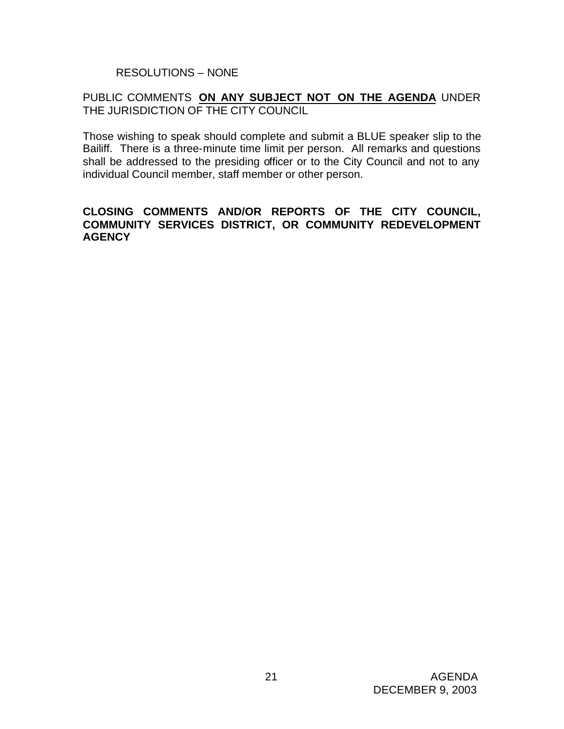RESOLUTIONS – NONE

PUBLIC COMMENTS **ON ANY SUBJECT NOT ON THE AGENDA** UNDER THE JURISDICTION OF THE CITY COUNCIL

Those wishing to speak should complete and submit a BLUE speaker slip to the Bailiff. There is a three-minute time limit per person. All remarks and questions shall be addressed to the presiding officer or to the City Council and not to any individual Council member, staff member or other person.

**CLOSING COMMENTS AND/OR REPORTS OF THE CITY COUNCIL, COMMUNITY SERVICES DISTRICT, OR COMMUNITY REDEVELOPMENT AGENCY**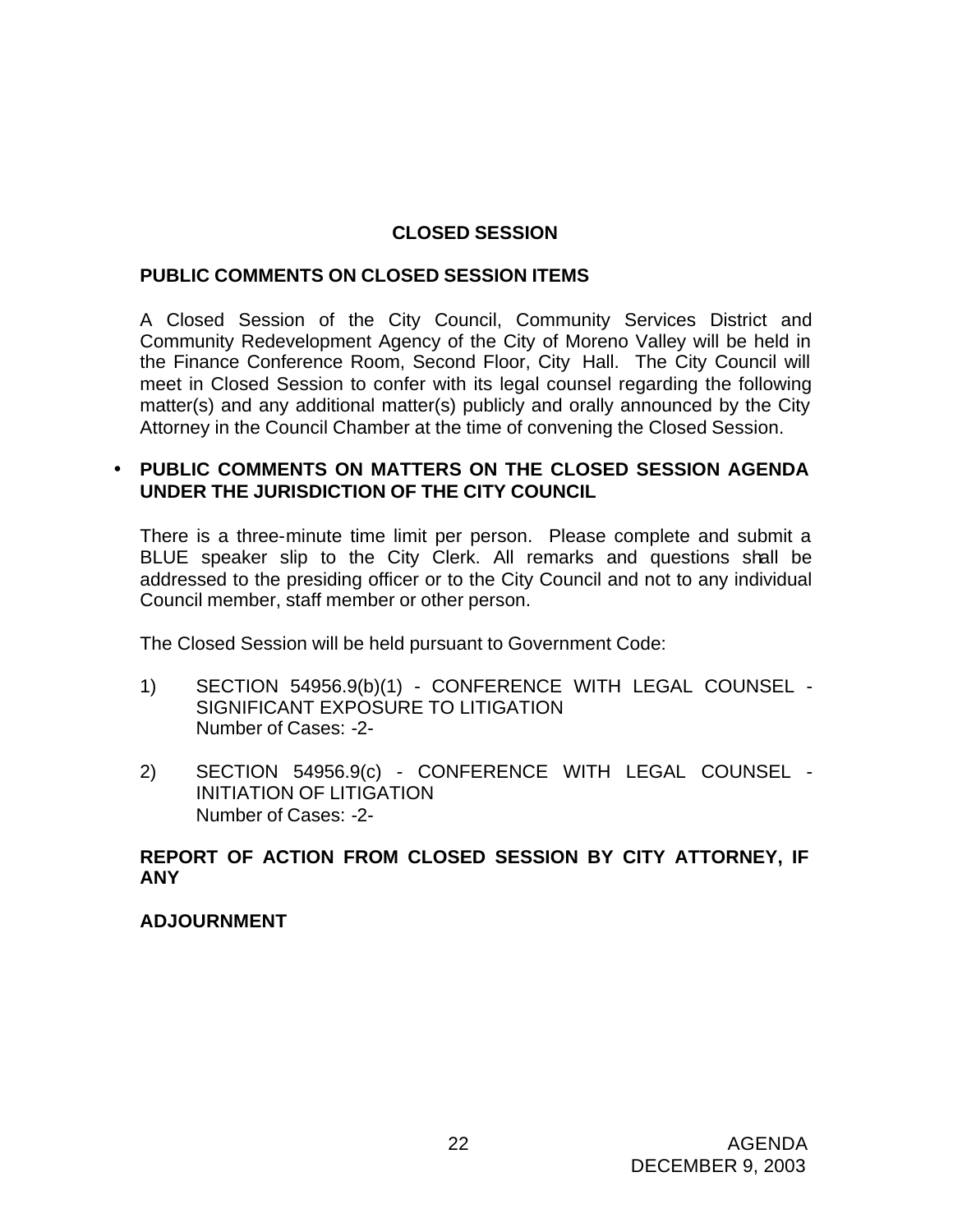## CLOSED SESSION

**PUBLIC COMMENTS ON CLOSED SESSION ITEMS**

A Closed Session of the City Council, Community Services District and Community Redevelopment Agency of the City of Moreno Valley will be held in the Finance Conference Room, Second Floor, City Hall. The City Council will meet in Closed Session to confer with its legal counsel regarding the following matter(s) and any additional matter(s) publicly and orally announced by the City Attorney in the Council Chamber at the time of convening the Closed Session.

- **PUBLIC COMMENTS ON MATTERS ON THE CLOSED SESSION AGENDA UNDER THE JURISDICTION OF THE CITY COUNCIL**

There is a three-minute time limit per person. Please complete and submit a BLUE speaker slip to the City Clerk. All remarks and questions shall be addressed to the presiding officer or to the City Council and not to any individual Council member, staff member or other person.

The Closed Session will be held pursuant to Government Code:

1) SECTION 54956.9(b)(1) - CONFERENCE WITH LEGAL COUNSEL - SIGNIFICANT EXPOSURE TO LITIGATION
   Number of Cases: -2-

2) SECTION 54956.9(c) - CONFERENCE WITH LEGAL COUNSEL - INITIATION OF LITIGATION
   Number of Cases: -2-

**REPORT OF ACTION FROM CLOSED SESSION BY CITY ATTORNEY, IF ANY**

**ADJOURNMENT**